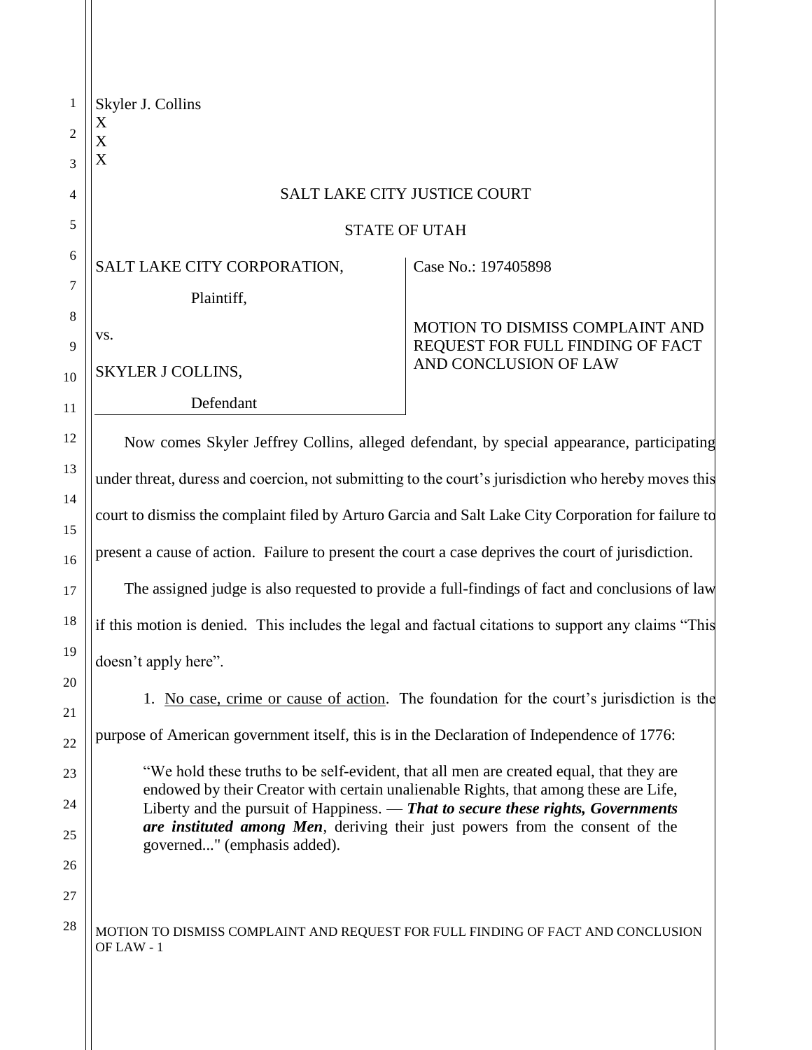Skyler J. Collins
X
X
X

SALT LAKE CITY JUSTICE COURT

STATE OF UTAH

| | |
|---|---|
| SALT LAKE CITY CORPORATION,<br><br>Plaintiff,<br><br>vs.<br><br>SKYLER J COLLINS,<br><br>Defendant | Case No.: 197405898<br><br>MOTION TO DISMISS COMPLAINT AND REQUEST FOR FULL FINDING OF FACT AND CONCLUSION OF LAW |

Now comes Skyler Jeffrey Collins, alleged defendant, by special appearance, participating under threat, duress and coercion, not submitting to the court's jurisdiction who hereby moves this court to dismiss the complaint filed by Arturo Garcia and Salt Lake City Corporation for failure to present a cause of action. Failure to present the court a case deprives the court of jurisdiction.

The assigned judge is also requested to provide a full-findings of fact and conclusions of law if this motion is denied. This includes the legal and factual citations to support any claims "This doesn't apply here".

1. No case, crime or cause of action. The foundation for the court's jurisdiction is the purpose of American government itself, this is in the Declaration of Independence of 1776:

> "We hold these truths to be self-evident, that all men are created equal, that they are endowed by their Creator with certain unalienable Rights, that among these are Life, Liberty and the pursuit of Happiness. — ***That to secure these rights, Governments are instituted among Men***, deriving their just powers from the consent of the governed..." (emphasis added).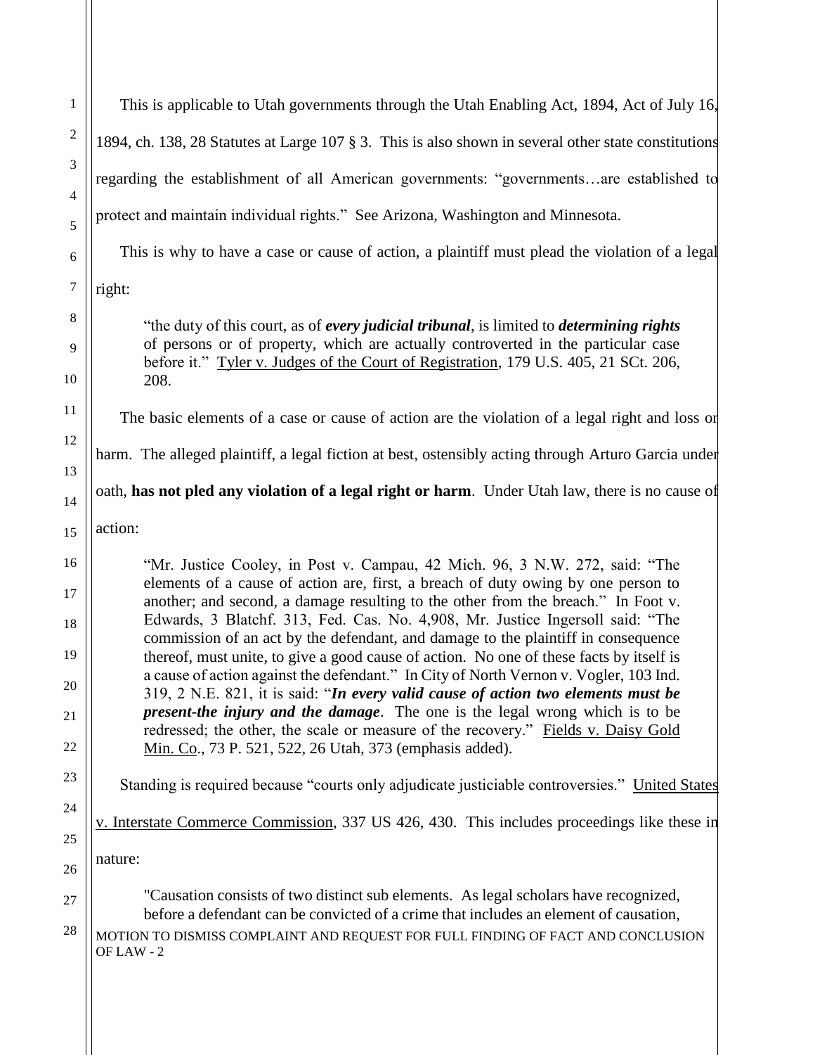This is applicable to Utah governments through the Utah Enabling Act, 1894, Act of July 16, 1894, ch. 138, 28 Statutes at Large 107 § 3. This is also shown in several other state constitutions regarding the establishment of all American governments: "governments…are established to protect and maintain individual rights." See Arizona, Washington and Minnesota.

This is why to have a case or cause of action, a plaintiff must plead the violation of a legal right:

> "the duty of this court, as of ***every judicial tribunal***, is limited to ***determining rights*** of persons or of property, which are actually controverted in the particular case before it." Tyler v. Judges of the Court of Registration, 179 U.S. 405, 21 SCt. 206, 208.

The basic elements of a case or cause of action are the violation of a legal right and loss or harm. The alleged plaintiff, a legal fiction at best, ostensibly acting through Arturo Garcia under oath, **has not pled any violation of a legal right or harm**. Under Utah law, there is no cause of action:

> "Mr. Justice Cooley, in Post v. Campau, 42 Mich. 96, 3 N.W. 272, said: "The elements of a cause of action are, first, a breach of duty owing by one person to another; and second, a damage resulting to the other from the breach." In Foot v. Edwards, 3 Blatchf. 313, Fed. Cas. No. 4,908, Mr. Justice Ingersoll said: "The commission of an act by the defendant, and damage to the plaintiff in consequence thereof, must unite, to give a good cause of action. No one of these facts by itself is a cause of action against the defendant." In City of North Vernon v. Vogler, 103 Ind. 319, 2 N.E. 821, it is said: "***In every valid cause of action two elements must be present-the injury and the damage***. The one is the legal wrong which is to be redressed; the other, the scale or measure of the recovery." Fields v. Daisy Gold Min. Co., 73 P. 521, 522, 26 Utah, 373 (emphasis added).

Standing is required because "courts only adjudicate justiciable controversies." United States v. Interstate Commerce Commission, 337 US 426, 430. This includes proceedings like these in nature:

> "Causation consists of two distinct sub elements. As legal scholars have recognized, before a defendant can be convicted of a crime that includes an element of causation,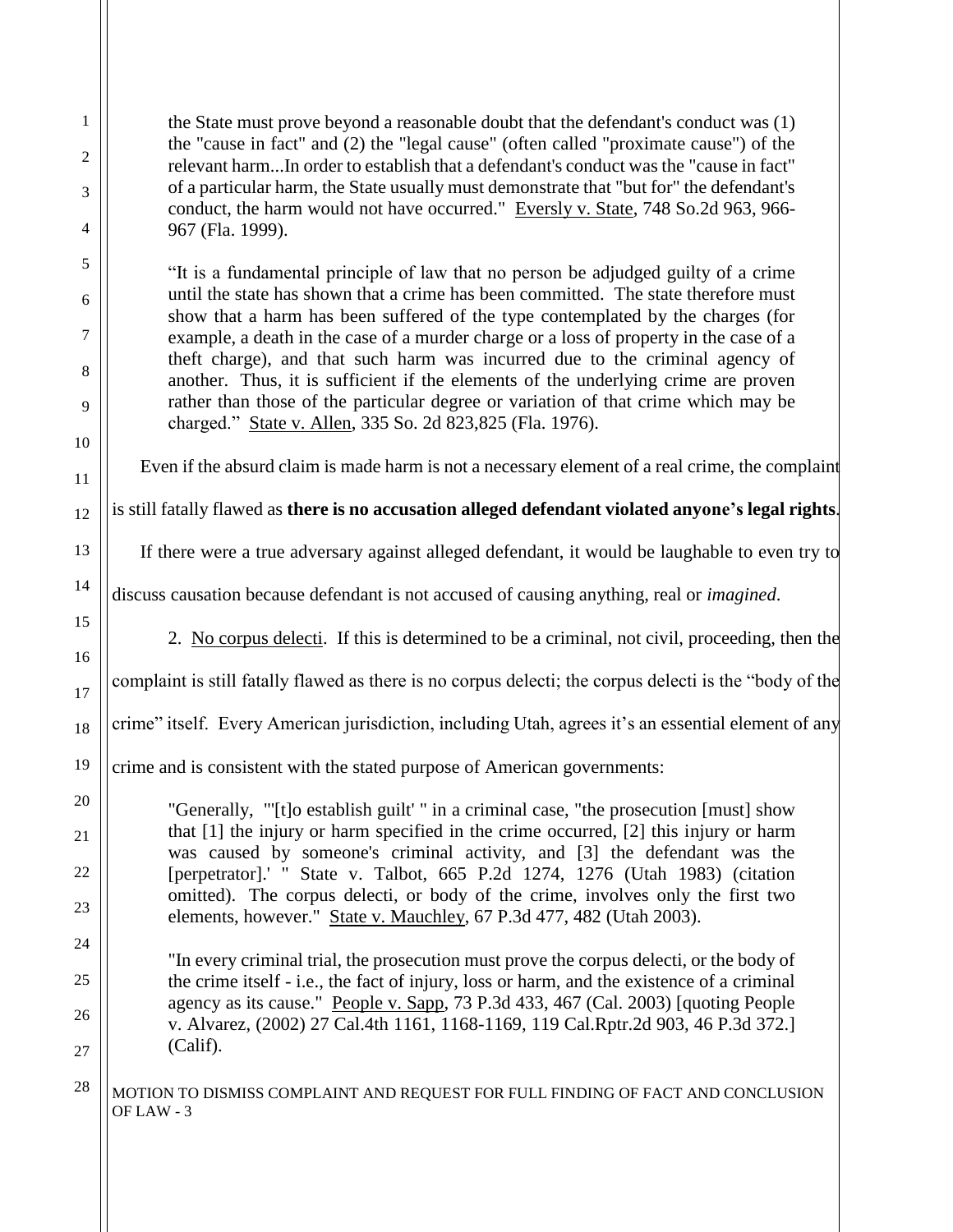> the State must prove beyond a reasonable doubt that the defendant's conduct was (1) the "cause in fact" and (2) the "legal cause" (often called "proximate cause") of the relevant harm...In order to establish that a defendant's conduct was the "cause in fact" of a particular harm, the State usually must demonstrate that "but for" the defendant's conduct, the harm would not have occurred." Eversly v. State, 748 So.2d 963, 966-967 (Fla. 1999).

> "It is a fundamental principle of law that no person be adjudged guilty of a crime until the state has shown that a crime has been committed. The state therefore must show that a harm has been suffered of the type contemplated by the charges (for example, a death in the case of a murder charge or a loss of property in the case of a theft charge), and that such harm was incurred due to the criminal agency of another. Thus, it is sufficient if the elements of the underlying crime are proven rather than those of the particular degree or variation of that crime which may be charged." State v. Allen, 335 So. 2d 823,825 (Fla. 1976).

Even if the absurd claim is made harm is not a necessary element of a real crime, the complaint is still fatally flawed as **there is no accusation alleged defendant violated anyone's legal rights**.

If there were a true adversary against alleged defendant, it would be laughable to even try to discuss causation because defendant is not accused of causing anything, real or *imagined*.

2. No corpus delecti. If this is determined to be a criminal, not civil, proceeding, then the complaint is still fatally flawed as there is no corpus delecti; the corpus delecti is the "body of the crime" itself. Every American jurisdiction, including Utah, agrees it's an essential element of any crime and is consistent with the stated purpose of American governments:

> "Generally, "'[t]o establish guilt' " in a criminal case, "the prosecution [must] show that [1] the injury or harm specified in the crime occurred, [2] this injury or harm was caused by someone's criminal activity, and [3] the defendant was the [perpetrator].' " State v. Talbot, 665 P.2d 1274, 1276 (Utah 1983) (citation omitted). The corpus delecti, or body of the crime, involves only the first two elements, however." State v. Mauchley, 67 P.3d 477, 482 (Utah 2003).

> "In every criminal trial, the prosecution must prove the corpus delecti, or the body of the crime itself - i.e., the fact of injury, loss or harm, and the existence of a criminal agency as its cause." People v. Sapp, 73 P.3d 433, 467 (Cal. 2003) [quoting People v. Alvarez, (2002) 27 Cal.4th 1161, 1168-1169, 119 Cal.Rptr.2d 903, 46 P.3d 372.] (Calif).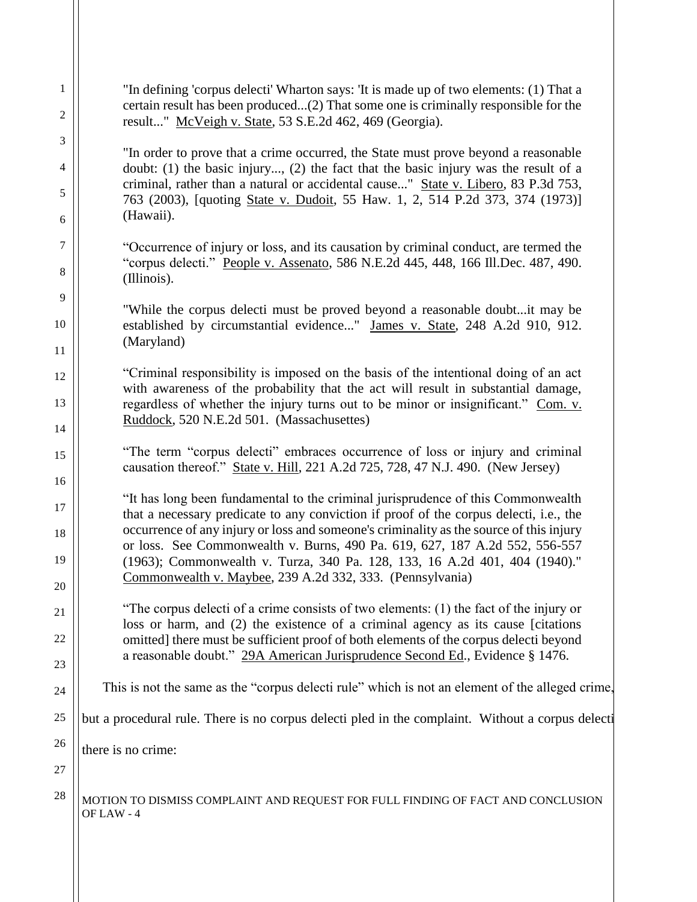"In defining 'corpus delecti' Wharton says: 'It is made up of two elements: (1) That a certain result has been produced...(2) That some one is criminally responsible for the result..." McVeigh v. State, 53 S.E.2d 462, 469 (Georgia).

"In order to prove that a crime occurred, the State must prove beyond a reasonable doubt: (1) the basic injury..., (2) the fact that the basic injury was the result of a criminal, rather than a natural or accidental cause..." State v. Libero, 83 P.3d 753, 763 (2003), [quoting State v. Dudoit, 55 Haw. 1, 2, 514 P.2d 373, 374 (1973)] (Hawaii).

"Occurrence of injury or loss, and its causation by criminal conduct, are termed the "corpus delecti." People v. Assenato, 586 N.E.2d 445, 448, 166 Ill.Dec. 487, 490. (Illinois).

"While the corpus delecti must be proved beyond a reasonable doubt...it may be established by circumstantial evidence..." James v. State, 248 A.2d 910, 912. (Maryland)

"Criminal responsibility is imposed on the basis of the intentional doing of an act with awareness of the probability that the act will result in substantial damage, regardless of whether the injury turns out to be minor or insignificant." Com. v. Ruddock, 520 N.E.2d 501. (Massachusettes)

"The term "corpus delecti" embraces occurrence of loss or injury and criminal causation thereof." State v. Hill, 221 A.2d 725, 728, 47 N.J. 490. (New Jersey)

"It has long been fundamental to the criminal jurisprudence of this Commonwealth that a necessary predicate to any conviction if proof of the corpus delecti, i.e., the occurrence of any injury or loss and someone's criminality as the source of this injury or loss. See Commonwealth v. Burns, 490 Pa. 619, 627, 187 A.2d 552, 556-557 (1963); Commonwealth v. Turza, 340 Pa. 128, 133, 16 A.2d 401, 404 (1940)." Commonwealth v. Maybee, 239 A.2d 332, 333. (Pennsylvania)

"The corpus delecti of a crime consists of two elements: (1) the fact of the injury or loss or harm, and (2) the existence of a criminal agency as its cause [citations omitted] there must be sufficient proof of both elements of the corpus delecti beyond a reasonable doubt." 29A American Jurisprudence Second Ed., Evidence § 1476.

This is not the same as the "corpus delecti rule" which is not an element of the alleged crime, but a procedural rule. There is no corpus delecti pled in the complaint. Without a corpus delecti there is no crime: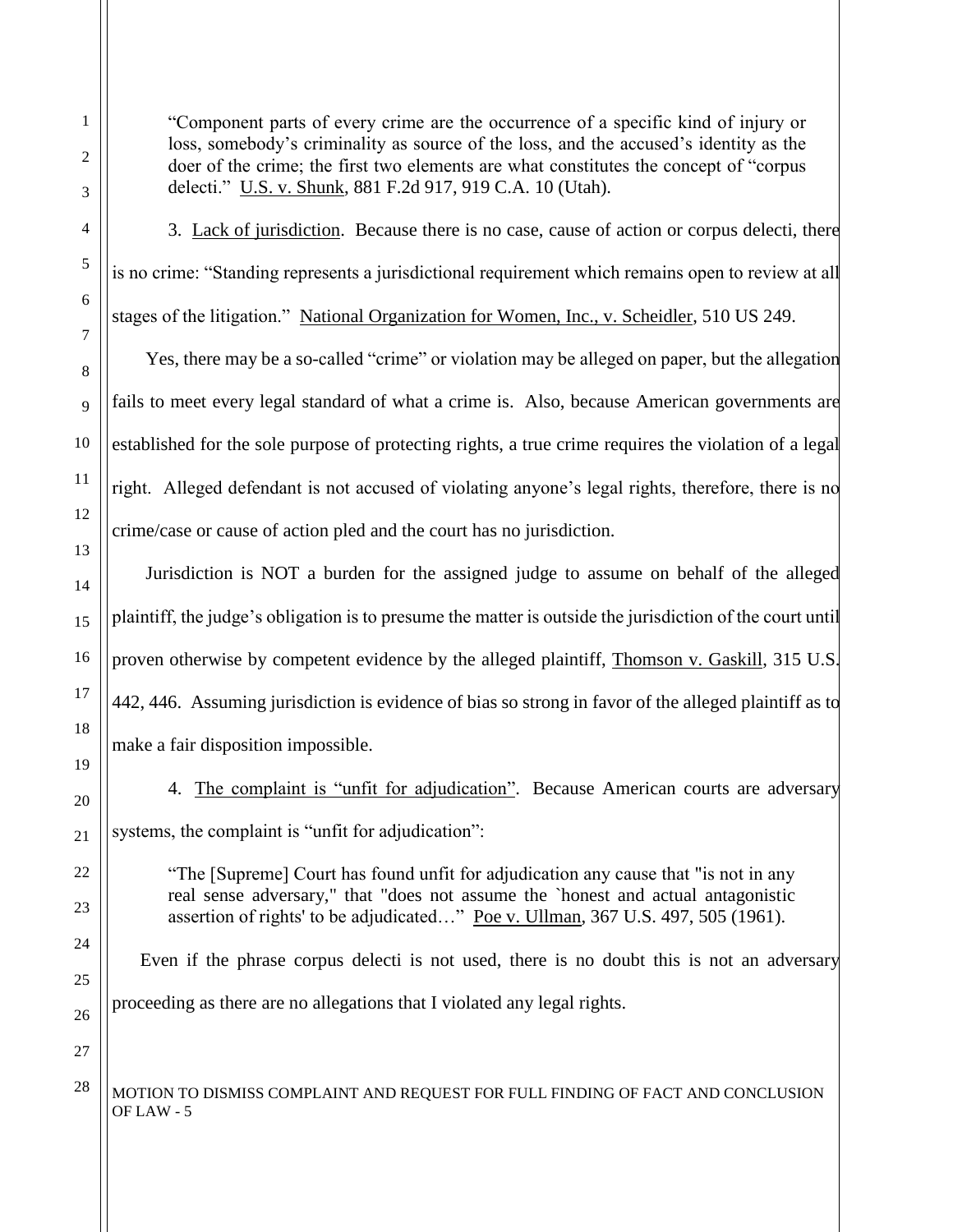> "Component parts of every crime are the occurrence of a specific kind of injury or loss, somebody's criminality as source of the loss, and the accused's identity as the doer of the crime; the first two elements are what constitutes the concept of "corpus delecti." U.S. v. Shunk, 881 F.2d 917, 919 C.A. 10 (Utah).

3. Lack of jurisdiction. Because there is no case, cause of action or corpus delecti, there is no crime: "Standing represents a jurisdictional requirement which remains open to review at all stages of the litigation." National Organization for Women, Inc., v. Scheidler, 510 US 249.

Yes, there may be a so-called "crime" or violation may be alleged on paper, but the allegation fails to meet every legal standard of what a crime is. Also, because American governments are established for the sole purpose of protecting rights, a true crime requires the violation of a legal right. Alleged defendant is not accused of violating anyone's legal rights, therefore, there is no crime/case or cause of action pled and the court has no jurisdiction.

Jurisdiction is NOT a burden for the assigned judge to assume on behalf of the alleged plaintiff, the judge's obligation is to presume the matter is outside the jurisdiction of the court until proven otherwise by competent evidence by the alleged plaintiff, Thomson v. Gaskill, 315 U.S. 442, 446. Assuming jurisdiction is evidence of bias so strong in favor of the alleged plaintiff as to make a fair disposition impossible.

4. The complaint is "unfit for adjudication". Because American courts are adversary systems, the complaint is "unfit for adjudication":

> "The [Supreme] Court has found unfit for adjudication any cause that "is not in any real sense adversary," that "does not assume the `honest and actual antagonistic assertion of rights' to be adjudicated…" Poe v. Ullman, 367 U.S. 497, 505 (1961).

Even if the phrase corpus delecti is not used, there is no doubt this is not an adversary proceeding as there are no allegations that I violated any legal rights.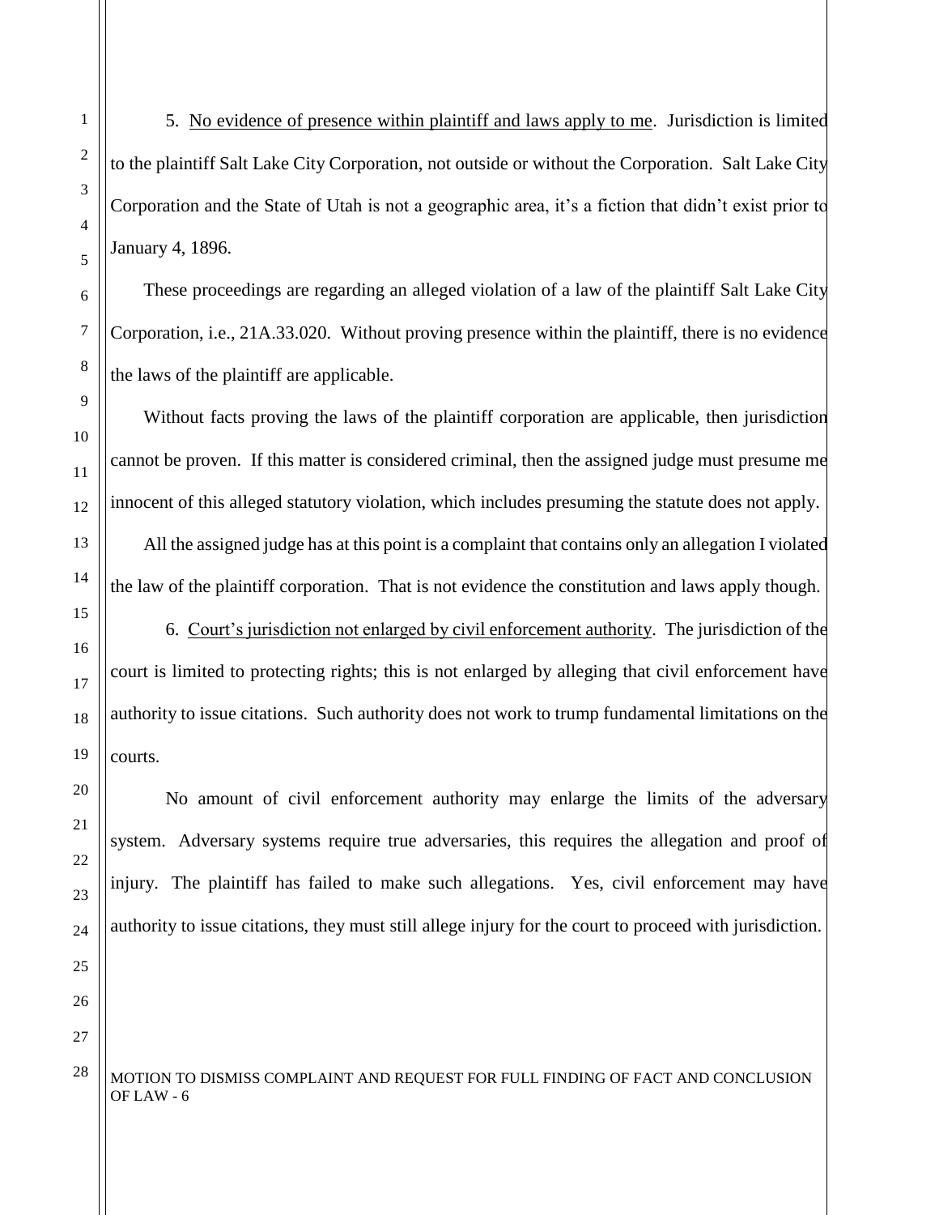5. <u>No evidence of presence within plaintiff and laws apply to me</u>. Jurisdiction is limited to the plaintiff Salt Lake City Corporation, not outside or without the Corporation. Salt Lake City Corporation and the State of Utah is not a geographic area, it's a fiction that didn't exist prior to January 4, 1896.

These proceedings are regarding an alleged violation of a law of the plaintiff Salt Lake City Corporation, i.e., 21A.33.020. Without proving presence within the plaintiff, there is no evidence the laws of the plaintiff are applicable.

Without facts proving the laws of the plaintiff corporation are applicable, then jurisdiction cannot be proven. If this matter is considered criminal, then the assigned judge must presume me innocent of this alleged statutory violation, which includes presuming the statute does not apply.

All the assigned judge has at this point is a complaint that contains only an allegation I violated the law of the plaintiff corporation. That is not evidence the constitution and laws apply though.

6. <u>Court's jurisdiction not enlarged by civil enforcement authority</u>. The jurisdiction of the court is limited to protecting rights; this is not enlarged by alleging that civil enforcement have authority to issue citations. Such authority does not work to trump fundamental limitations on the courts.

No amount of civil enforcement authority may enlarge the limits of the adversary system. Adversary systems require true adversaries, this requires the allegation and proof of injury. The plaintiff has failed to make such allegations. Yes, civil enforcement may have authority to issue citations, they must still allege injury for the court to proceed with jurisdiction.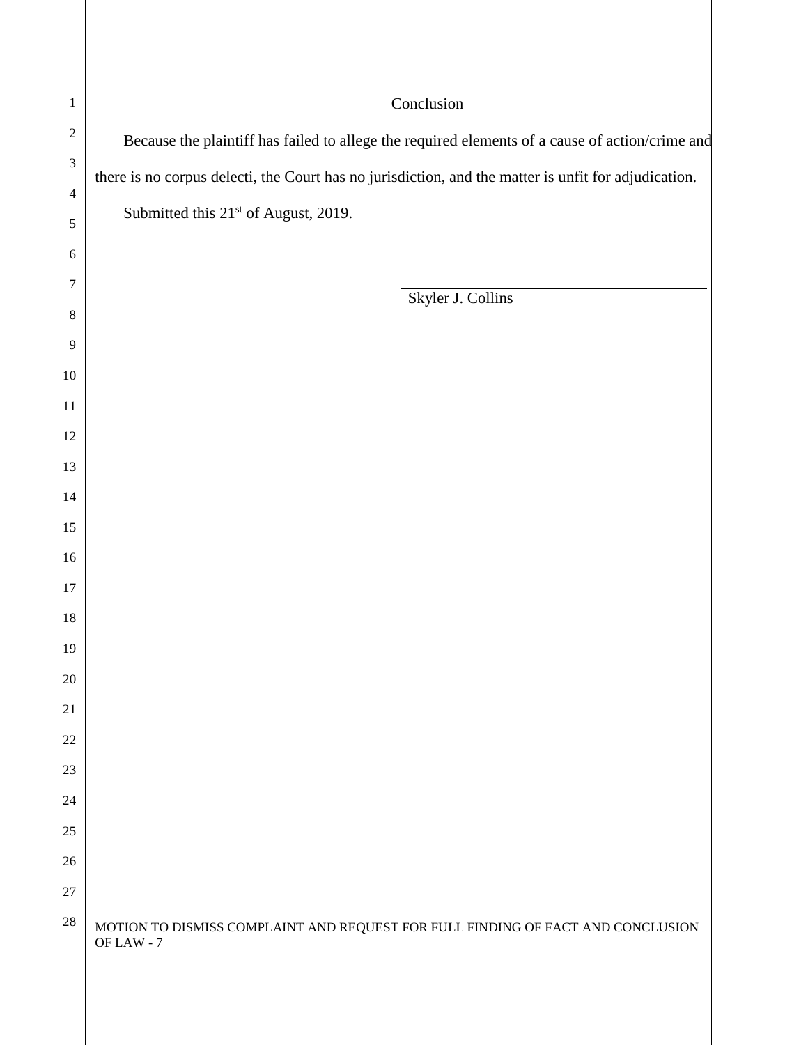## Conclusion

Because the plaintiff has failed to allege the required elements of a cause of action/crime and there is no corpus delecti, the Court has no jurisdiction, and the matter is unfit for adjudication.

Submitted this 21st of August, 2019.

\_\_\_\_\_\_\_\_\_\_\_\_\_\_\_\_\_\_\_\_\_\_\_\_\_\_\_\_\_\_\_\_\_\_\_\_
Skyler J. Collins